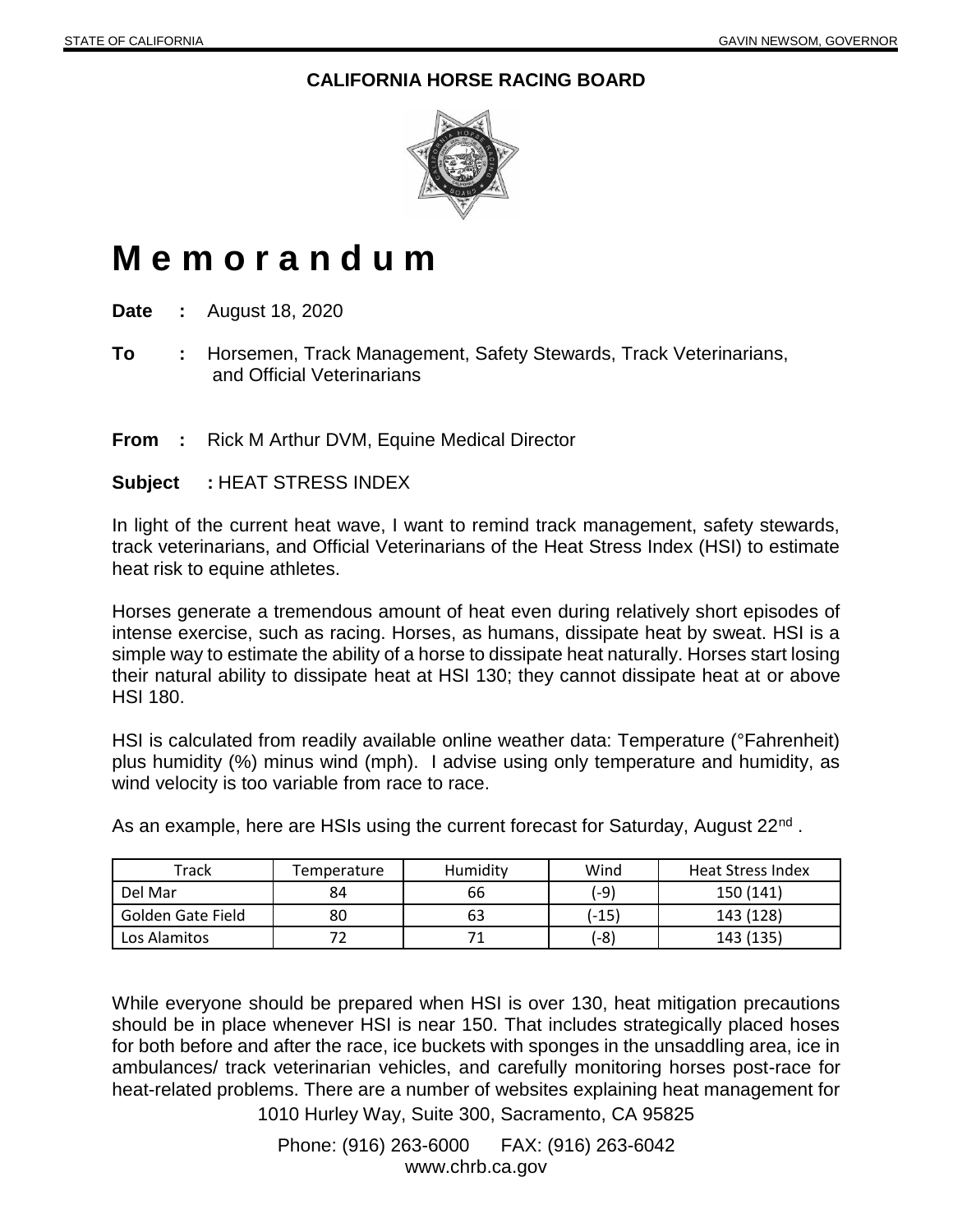STATE OF CALIFORNIA GAVIN NEWSOM, GOVERNOR

**CALIFORNIA HORSE RACING BOARD**

# M e m o r a n d u m

**Date :** August 18, 2020

**To :** Horsemen, Track Management, Safety Stewards, Track Veterinarians, and Official Veterinarians

**From :** Rick M Arthur DVM, Equine Medical Director

**Subject :** HEAT STRESS INDEX

In light of the current heat wave, I want to remind track management, safety stewards, track veterinarians, and Official Veterinarians of the Heat Stress Index (HSI) to estimate heat risk to equine athletes.

Horses generate a tremendous amount of heat even during relatively short episodes of intense exercise, such as racing. Horses, as humans, dissipate heat by sweat. HSI is a simple way to estimate the ability of a horse to dissipate heat naturally. Horses start losing their natural ability to dissipate heat at HSI 130; they cannot dissipate heat at or above HSI 180.

HSI is calculated from readily available online weather data: Temperature (°Fahrenheit) plus humidity (%) minus wind (mph). I advise using only temperature and humidity, as wind velocity is too variable from race to race.

As an example, here are HSIs using the current forecast for Saturday, August 22nd .

| Track | Temperature | Humidity | Wind | Heat Stress Index |
|---|---|---|---|---|
| Del Mar | 84 | 66 | (-9) | 150 (141) |
| Golden Gate Field | 80 | 63 | (-15) | 143 (128) |
| Los Alamitos | 72 | 71 | (-8) | 143 (135) |

While everyone should be prepared when HSI is over 130, heat mitigation precautions should be in place whenever HSI is near 150. That includes strategically placed hoses for both before and after the race, ice buckets with sponges in the unsaddling area, ice in ambulances/ track veterinarian vehicles, and carefully monitoring horses post-race for heat-related problems. There are a number of websites explaining heat management for

1010 Hurley Way, Suite 300, Sacramento, CA 95825

Phone: (916) 263-6000 FAX: (916) 263-6042
www.chrb.ca.gov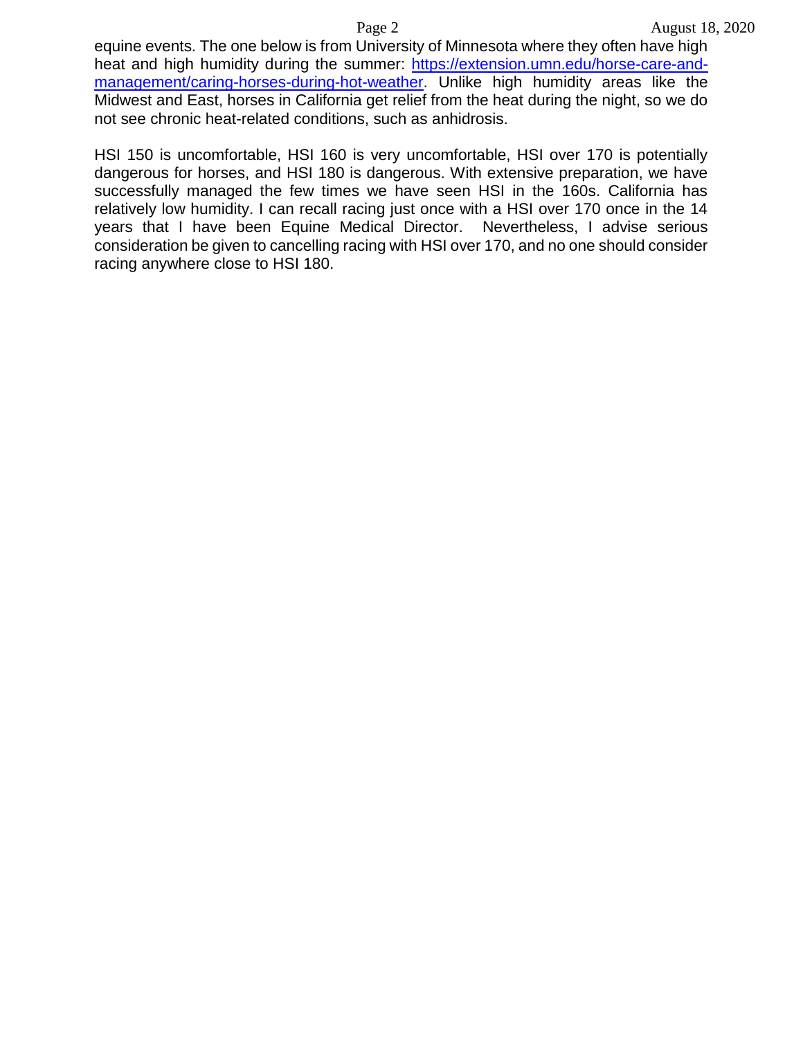equine events. The one below is from University of Minnesota where they often have high heat and high humidity during the summer: [https://extension.umn.edu/horse-care-and-management/caring-horses-during-hot-weather](https://extension.umn.edu/horse-care-and-management/caring-horses-during-hot-weather). Unlike high humidity areas like the Midwest and East, horses in California get relief from the heat during the night, so we do not see chronic heat-related conditions, such as anhidrosis.

HSI 150 is uncomfortable, HSI 160 is very uncomfortable, HSI over 170 is potentially dangerous for horses, and HSI 180 is dangerous. With extensive preparation, we have successfully managed the few times we have seen HSI in the 160s. California has relatively low humidity. I can recall racing just once with a HSI over 170 once in the 14 years that I have been Equine Medical Director. Nevertheless, I advise serious consideration be given to cancelling racing with HSI over 170, and no one should consider racing anywhere close to HSI 180.